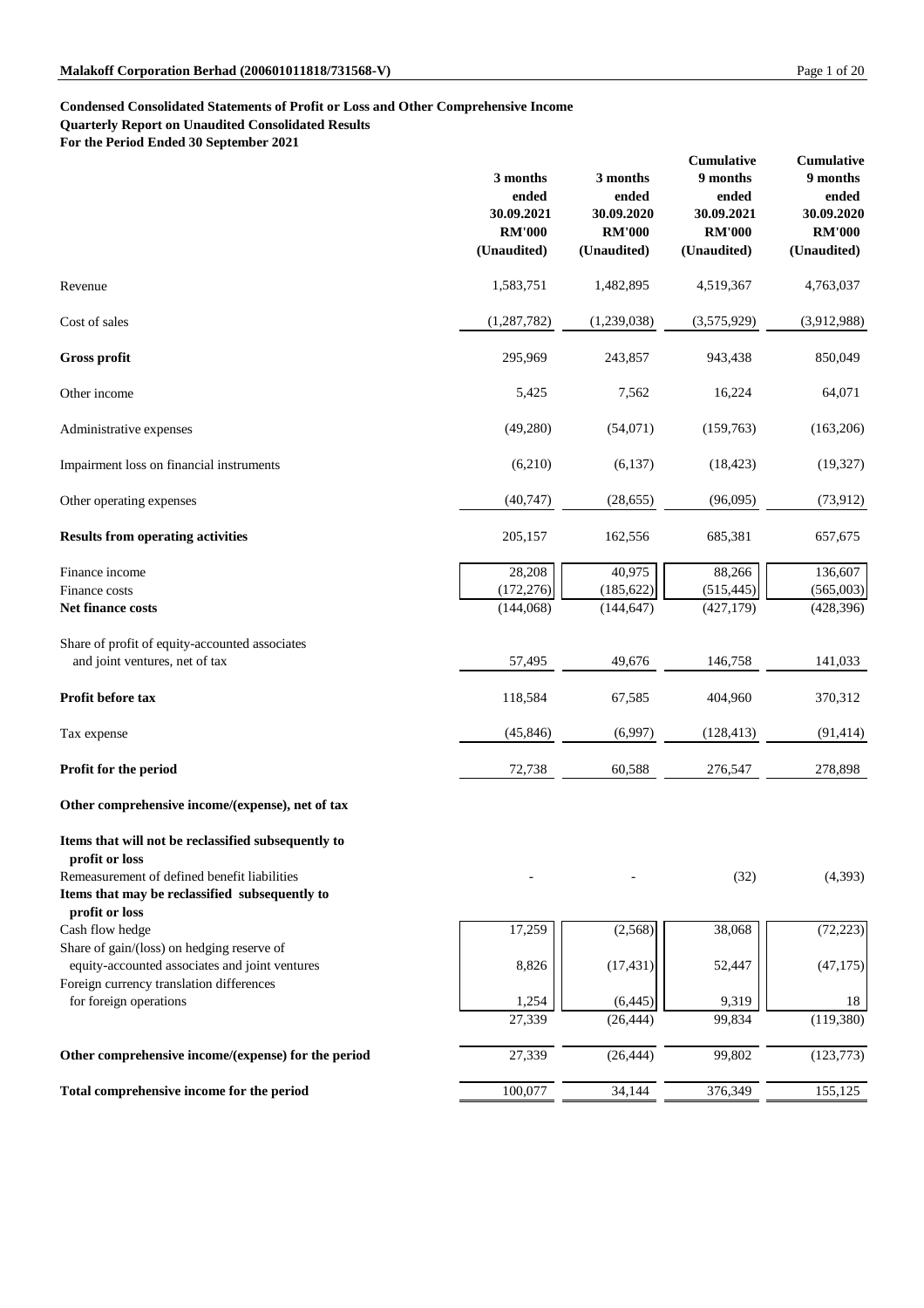**Condensed Consolidated Statements of Profit or Loss and Other Comprehensive Income**
**Quarterly Report on Unaudited Consolidated Results**
**For the Period Ended 30 September 2021**

| | 3 months ended 30.09.2021 RM'000 (Unaudited) | 3 months ended 30.09.2020 RM'000 (Unaudited) | Cumulative 9 months ended 30.09.2021 RM'000 (Unaudited) | Cumulative 9 months ended 30.09.2020 RM'000 (Unaudited) |
|---|---|---|---|---|
| Revenue | 1,583,751 | 1,482,895 | 4,519,367 | 4,763,037 |
| Cost of sales | (1,287,782) | (1,239,038) | (3,575,929) | (3,912,988) |
| **Gross profit** | 295,969 | 243,857 | 943,438 | 850,049 |
| Other income | 5,425 | 7,562 | 16,224 | 64,071 |
| Administrative expenses | (49,280) | (54,071) | (159,763) | (163,206) |
| Impairment loss on financial instruments | (6,210) | (6,137) | (18,423) | (19,327) |
| Other operating expenses | (40,747) | (28,655) | (96,095) | (73,912) |
| **Results from operating activities** | 205,157 | 162,556 | 685,381 | 657,675 |
| Finance income | 28,208 | 40,975 | 88,266 | 136,607 |
| Finance costs | (172,276) | (185,622) | (515,445) | (565,003) |
| **Net finance costs** | (144,068) | (144,647) | (427,179) | (428,396) |
| Share of profit of equity-accounted associates and joint ventures, net of tax | 57,495 | 49,676 | 146,758 | 141,033 |
| **Profit before tax** | 118,584 | 67,585 | 404,960 | 370,312 |
| Tax expense | (45,846) | (6,997) | (128,413) | (91,414) |
| **Profit for the period** | 72,738 | 60,588 | 276,547 | 278,898 |
| **Other comprehensive income/(expense), net of tax** | | | | |
| **Items that will not be reclassified subsequently to profit or loss** | | | | |
| Remeasurement of defined benefit liabilities | - | - | (32) | (4,393) |
| **Items that may be reclassified subsequently to profit or loss** | | | | |
| Cash flow hedge | 17,259 | (2,568) | 38,068 | (72,223) |
| Share of gain/(loss) on hedging reserve of equity-accounted associates and joint ventures | 8,826 | (17,431) | 52,447 | (47,175) |
| Foreign currency translation differences for foreign operations | 1,254 | (6,445) | 9,319 | 18 |
| | 27,339 | (26,444) | 99,834 | (119,380) |
| **Other comprehensive income/(expense) for the period** | 27,339 | (26,444) | 99,802 | (123,773) |
| **Total comprehensive income for the period** | 100,077 | 34,144 | 376,349 | 155,125 |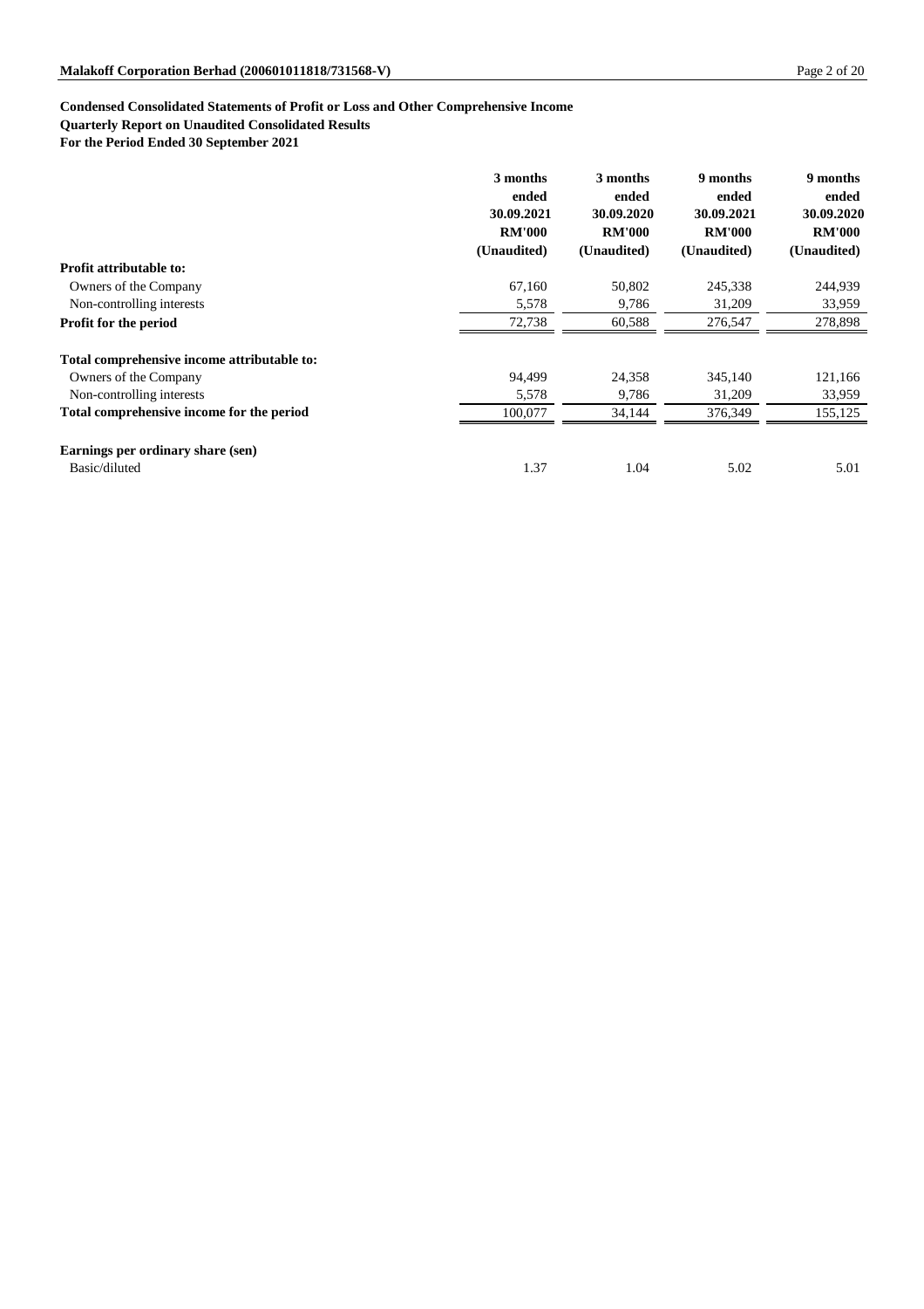**Condensed Consolidated Statements of Profit or Loss and Other Comprehensive Income**
**Quarterly Report on Unaudited Consolidated Results**
**For the Period Ended 30 September 2021**

| | 3 months ended 30.09.2021 RM'000 (Unaudited) | 3 months ended 30.09.2020 RM'000 (Unaudited) | 9 months ended 30.09.2021 RM'000 (Unaudited) | 9 months ended 30.09.2020 RM'000 (Unaudited) |
|---|---|---|---|---|
| **Profit attributable to:** | | | | |
| Owners of the Company | 67,160 | 50,802 | 245,338 | 244,939 |
| Non-controlling interests | 5,578 | 9,786 | 31,209 | 33,959 |
| **Profit for the period** | 72,738 | 60,588 | 276,547 | 278,898 |
| | | | | |
| **Total comprehensive income attributable to:** | | | | |
| Owners of the Company | 94,499 | 24,358 | 345,140 | 121,166 |
| Non-controlling interests | 5,578 | 9,786 | 31,209 | 33,959 |
| **Total comprehensive income for the period** | 100,077 | 34,144 | 376,349 | 155,125 |
| | | | | |
| **Earnings per ordinary share (sen)** | | | | |
| Basic/diluted | 1.37 | 1.04 | 5.02 | 5.01 |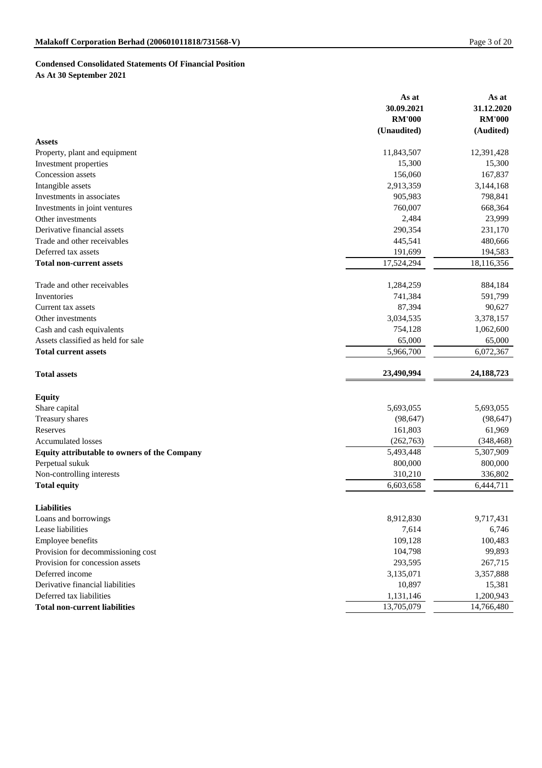**Condensed Consolidated Statements Of Financial Position**
**As At 30 September 2021**

| | As at 30.09.2021 RM'000 (Unaudited) | As at 31.12.2020 RM'000 (Audited) |
|---|---|---|
| **Assets** | | |
| Property, plant and equipment | 11,843,507 | 12,391,428 |
| Investment properties | 15,300 | 15,300 |
| Concession assets | 156,060 | 167,837 |
| Intangible assets | 2,913,359 | 3,144,168 |
| Investments in associates | 905,983 | 798,841 |
| Investments in joint ventures | 760,007 | 668,364 |
| Other investments | 2,484 | 23,999 |
| Derivative financial assets | 290,354 | 231,170 |
| Trade and other receivables | 445,541 | 480,666 |
| Deferred tax assets | 191,699 | 194,583 |
| **Total non-current assets** | 17,524,294 | 18,116,356 |
| | | |
| Trade and other receivables | 1,284,259 | 884,184 |
| Inventories | 741,384 | 591,799 |
| Current tax assets | 87,394 | 90,627 |
| Other investments | 3,034,535 | 3,378,157 |
| Cash and cash equivalents | 754,128 | 1,062,600 |
| Assets classified as held for sale | 65,000 | 65,000 |
| **Total current assets** | 5,966,700 | 6,072,367 |
| | | |
| **Total assets** | **23,490,994** | **24,188,723** |
| | | |
| **Equity** | | |
| Share capital | 5,693,055 | 5,693,055 |
| Treasury shares | (98,647) | (98,647) |
| Reserves | 161,803 | 61,969 |
| Accumulated losses | (262,763) | (348,468) |
| **Equity attributable to owners of the Company** | 5,493,448 | 5,307,909 |
| Perpetual sukuk | 800,000 | 800,000 |
| Non-controlling interests | 310,210 | 336,802 |
| **Total equity** | 6,603,658 | 6,444,711 |
| | | |
| **Liabilities** | | |
| Loans and borrowings | 8,912,830 | 9,717,431 |
| Lease liabilities | 7,614 | 6,746 |
| Employee benefits | 109,128 | 100,483 |
| Provision for decommissioning cost | 104,798 | 99,893 |
| Provision for concession assets | 293,595 | 267,715 |
| Deferred income | 3,135,071 | 3,357,888 |
| Derivative financial liabilities | 10,897 | 15,381 |
| Deferred tax liabilities | 1,131,146 | 1,200,943 |
| **Total non-current liabilities** | 13,705,079 | 14,766,480 |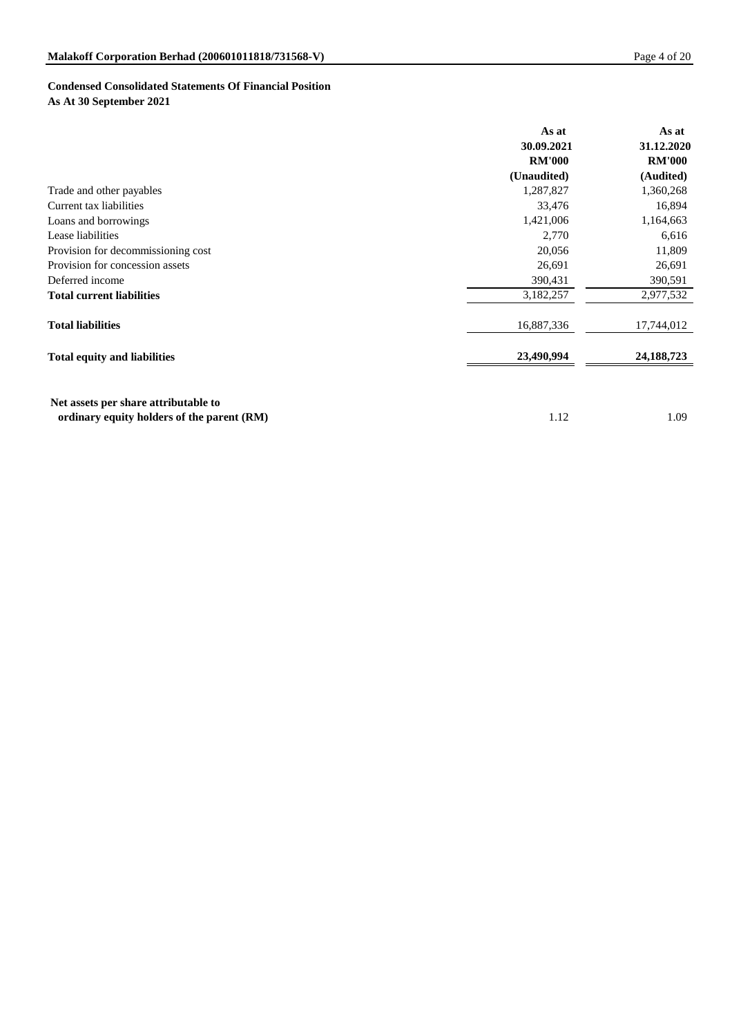**Condensed Consolidated Statements Of Financial Position**
**As At 30 September 2021**

| | As at 30.09.2021 RM'000 (Unaudited) | As at 31.12.2020 RM'000 (Audited) |
|---|---|---|
| Trade and other payables | 1,287,827 | 1,360,268 |
| Current tax liabilities | 33,476 | 16,894 |
| Loans and borrowings | 1,421,006 | 1,164,663 |
| Lease liabilities | 2,770 | 6,616 |
| Provision for decommissioning cost | 20,056 | 11,809 |
| Provision for concession assets | 26,691 | 26,691 |
| Deferred income | 390,431 | 390,591 |
| **Total current liabilities** | 3,182,257 | 2,977,532 |
| | | |
| **Total liabilities** | 16,887,336 | 17,744,012 |
| | | |
| **Total equity and liabilities** | **23,490,994** | **24,188,723** |
| | | |
| **Net assets per share attributable to ordinary equity holders of the parent (RM)** | 1.12 | 1.09 |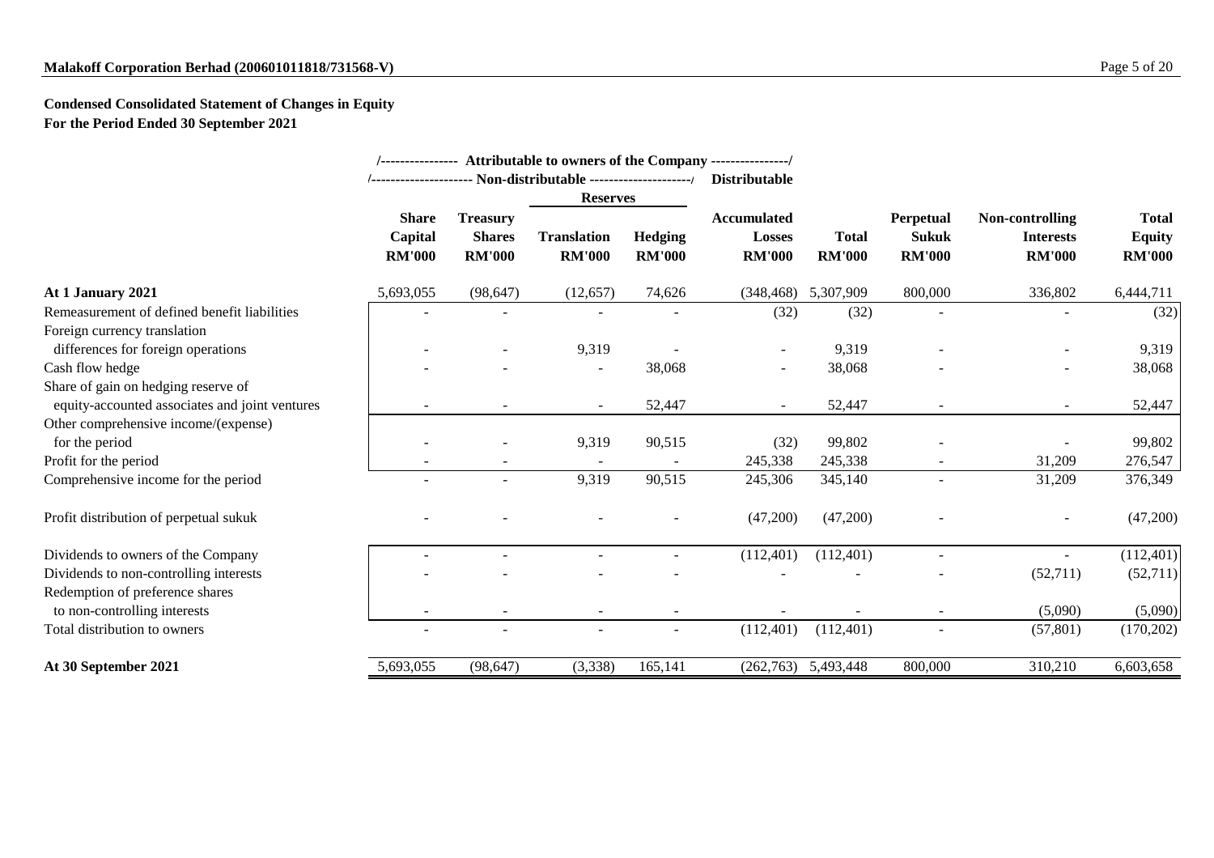**Malakoff Corporation Berhad (200601011818/731568-V)**

**Condensed Consolidated Statement of Changes in Equity**
**For the Period Ended 30 September 2021**

| | Attributable to owners of the Company | | | | | | | | |
|---|---|---|---|---|---|---|---|---|---|
| | Non-distributable | | | | Distributable | | | | |
| | | | Reserves | | | | | | |
| | Share Capital RM'000 | Treasury Shares RM'000 | Translation RM'000 | Hedging RM'000 | Accumulated Losses RM'000 | Total RM'000 | Perpetual Sukuk RM'000 | Non-controlling Interests RM'000 | Total Equity RM'000 |
| **At 1 January 2021** | 5,693,055 | (98,647) | (12,657) | 74,626 | (348,468) | 5,307,909 | 800,000 | 336,802 | 6,444,711 |
| Remeasurement of defined benefit liabilities | - | - | - | - | (32) | (32) | - | - | (32) |
| Foreign currency translation differences for foreign operations | - | - | 9,319 | - | - | 9,319 | - | - | 9,319 |
| Cash flow hedge | - | - | - | 38,068 | - | 38,068 | - | - | 38,068 |
| Share of gain on hedging reserve of equity-accounted associates and joint ventures | - | - | - | 52,447 | - | 52,447 | - | - | 52,447 |
| Other comprehensive income/(expense) for the period | - | - | 9,319 | 90,515 | (32) | 99,802 | - | - | 99,802 |
| Profit for the period | - | - | - | - | 245,338 | 245,338 | - | 31,209 | 276,547 |
| Comprehensive income for the period | - | - | 9,319 | 90,515 | 245,306 | 345,140 | - | 31,209 | 376,349 |
| Profit distribution of perpetual sukuk | - | - | - | - | (47,200) | (47,200) | - | - | (47,200) |
| Dividends to owners of the Company | - | - | - | - | (112,401) | (112,401) | - | - | (112,401) |
| Dividends to non-controlling interests | - | - | - | - | - | - | - | (52,711) | (52,711) |
| Redemption of preference shares to non-controlling interests | - | - | - | - | - | - | - | (5,090) | (5,090) |
| Total distribution to owners | - | - | - | - | (112,401) | (112,401) | - | (57,801) | (170,202) |
| **At 30 September 2021** | 5,693,055 | (98,647) | (3,338) | 165,141 | (262,763) | 5,493,448 | 800,000 | 310,210 | 6,603,658 |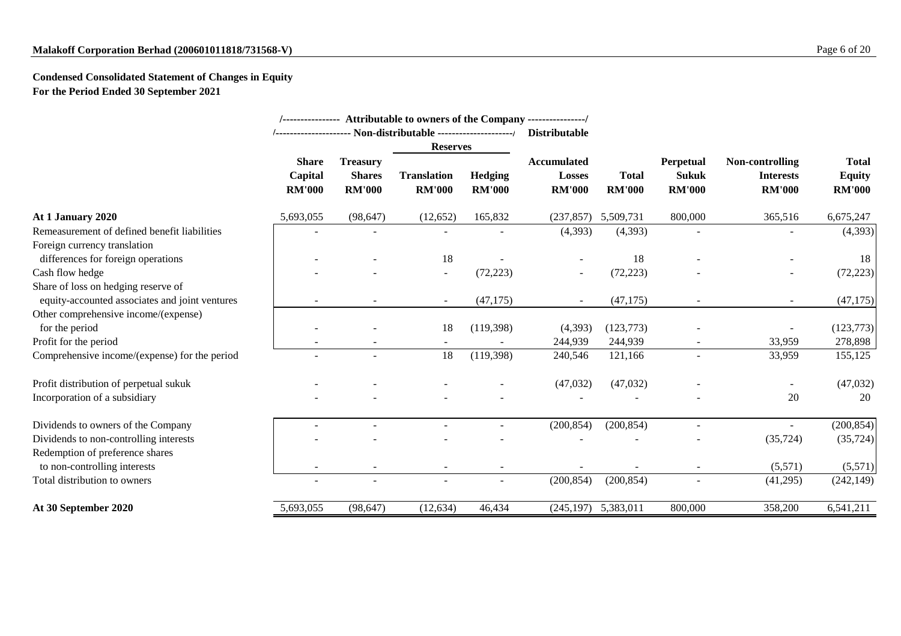**Condensed Consolidated Statement of Changes in Equity**
**For the Period Ended 30 September 2021**

| | /---------------- Attributable to owners of the Company ----------------/ | | | | | | | | |
|---|---|---|---|---|---|---|---|---|---|
| | /--------------------- Non-distributable ---------------------/ | | | | Distributable | | | | |
| | | | Reserves | | | | | | |
| | Share Capital RM'000 | Treasury Shares RM'000 | Translation RM'000 | Hedging RM'000 | Accumulated Losses RM'000 | Total RM'000 | Perpetual Sukuk RM'000 | Non-controlling Interests RM'000 | Total Equity RM'000 |
| **At 1 January 2020** | 5,693,055 | (98,647) | (12,652) | 165,832 | (237,857) | 5,509,731 | 800,000 | 365,516 | 6,675,247 |
| Remeasurement of defined benefit liabilities | - | - | - | - | (4,393) | (4,393) | - | - | (4,393) |
| Foreign currency translation differences for foreign operations | - | - | 18 | - | - | 18 | - | - | 18 |
| Cash flow hedge | - | - | - | (72,223) | - | (72,223) | - | - | (72,223) |
| Share of loss on hedging reserve of equity-accounted associates and joint ventures | - | - | - | (47,175) | - | (47,175) | - | - | (47,175) |
| Other comprehensive income/(expense) for the period | - | - | 18 | (119,398) | (4,393) | (123,773) | - | - | (123,773) |
| Profit for the period | - | - | - | - | 244,939 | 244,939 | - | 33,959 | 278,898 |
| Comprehensive income/(expense) for the period | - | - | 18 | (119,398) | 240,546 | 121,166 | - | 33,959 | 155,125 |
| Profit distribution of perpetual sukuk | - | - | - | - | (47,032) | (47,032) | - | - | (47,032) |
| Incorporation of a subsidiary | - | - | - | - | - | - | - | 20 | 20 |
| Dividends to owners of the Company | - | - | - | - | (200,854) | (200,854) | - | - | (200,854) |
| Dividends to non-controlling interests | - | - | - | - | - | - | - | (35,724) | (35,724) |
| Redemption of preference shares to non-controlling interests | - | - | - | - | - | - | - | (5,571) | (5,571) |
| Total distribution to owners | - | - | - | - | (200,854) | (200,854) | - | (41,295) | (242,149) |
| **At 30 September 2020** | 5,693,055 | (98,647) | (12,634) | 46,434 | (245,197) | 5,383,011 | 800,000 | 358,200 | 6,541,211 |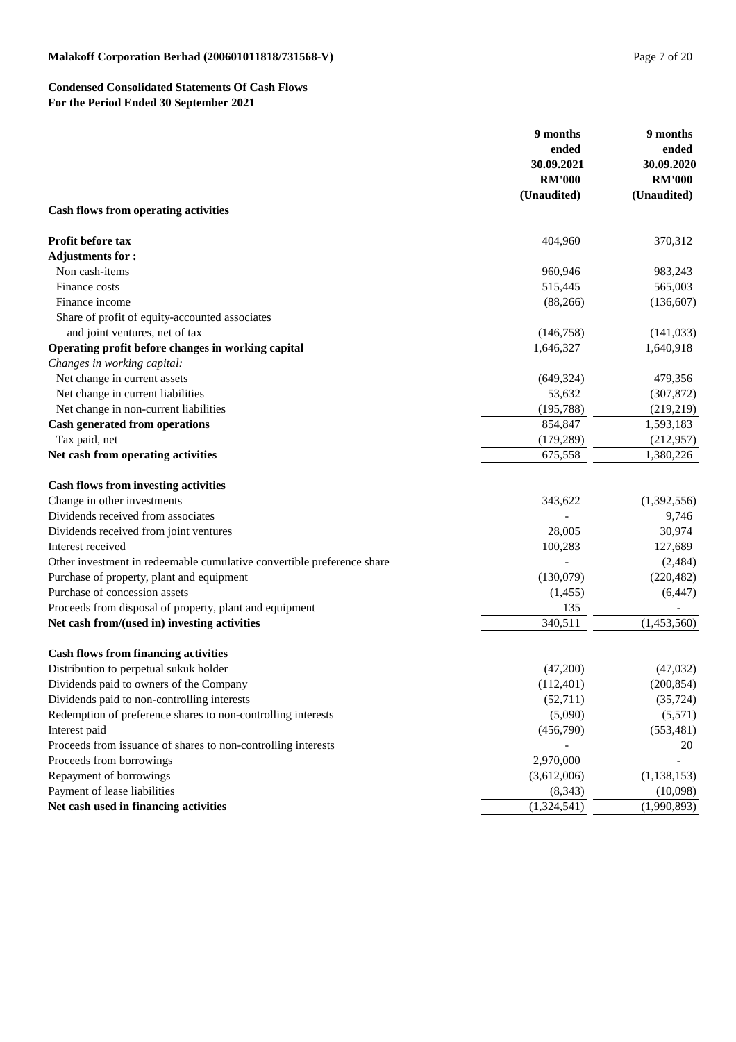**Condensed Consolidated Statements Of Cash Flows**
**For the Period Ended 30 September 2021**

| | 9 months ended 30.09.2021 RM'000 (Unaudited) | 9 months ended 30.09.2020 RM'000 (Unaudited) |
|---|---|---|
| **Cash flows from operating activities** | | |
| **Profit before tax** | 404,960 | 370,312 |
| **Adjustments for :** | | |
| Non cash-items | 960,946 | 983,243 |
| Finance costs | 515,445 | 565,003 |
| Finance income | (88,266) | (136,607) |
| Share of profit of equity-accounted associates and joint ventures, net of tax | (146,758) | (141,033) |
| **Operating profit before changes in working capital** | 1,646,327 | 1,640,918 |
| *Changes in working capital:* | | |
| Net change in current assets | (649,324) | 479,356 |
| Net change in current liabilities | 53,632 | (307,872) |
| Net change in non-current liabilities | (195,788) | (219,219) |
| **Cash generated from operations** | 854,847 | 1,593,183 |
| Tax paid, net | (179,289) | (212,957) |
| **Net cash from operating activities** | 675,558 | 1,380,226 |
| | | |
| **Cash flows from investing activities** | | |
| Change in other investments | 343,622 | (1,392,556) |
| Dividends received from associates | - | 9,746 |
| Dividends received from joint ventures | 28,005 | 30,974 |
| Interest received | 100,283 | 127,689 |
| Other investment in redeemable cumulative convertible preference share | - | (2,484) |
| Purchase of property, plant and equipment | (130,079) | (220,482) |
| Purchase of concession assets | (1,455) | (6,447) |
| Proceeds from disposal of property, plant and equipment | 135 | - |
| **Net cash from/(used in) investing activities** | 340,511 | (1,453,560) |
| | | |
| **Cash flows from financing activities** | | |
| Distribution to perpetual sukuk holder | (47,200) | (47,032) |
| Dividends paid to owners of the Company | (112,401) | (200,854) |
| Dividends paid to non-controlling interests | (52,711) | (35,724) |
| Redemption of preference shares to non-controlling interests | (5,090) | (5,571) |
| Interest paid | (456,790) | (553,481) |
| Proceeds from issuance of shares to non-controlling interests | - | 20 |
| Proceeds from borrowings | 2,970,000 | - |
| Repayment of borrowings | (3,612,006) | (1,138,153) |
| Payment of lease liabilities | (8,343) | (10,098) |
| **Net cash used in financing activities** | (1,324,541) | (1,990,893) |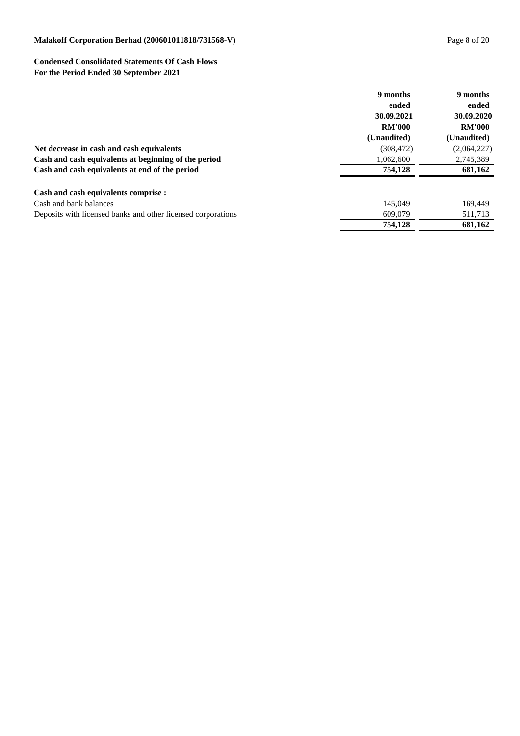**Condensed Consolidated Statements Of Cash Flows**
**For the Period Ended 30 September 2021**

| | 9 months ended 30.09.2021 RM'000 (Unaudited) | 9 months ended 30.09.2020 RM'000 (Unaudited) |
|---|---|---|
| **Net decrease in cash and cash equivalents** | (308,472) | (2,064,227) |
| **Cash and cash equivalents at beginning of the period** | 1,062,600 | 2,745,389 |
| **Cash and cash equivalents at end of the period** | **754,128** | **681,162** |
| | | |
| **Cash and cash equivalents comprise :** | | |
| Cash and bank balances | 145,049 | 169,449 |
| Deposits with licensed banks and other licensed corporations | 609,079 | 511,713 |
| | **754,128** | **681,162** |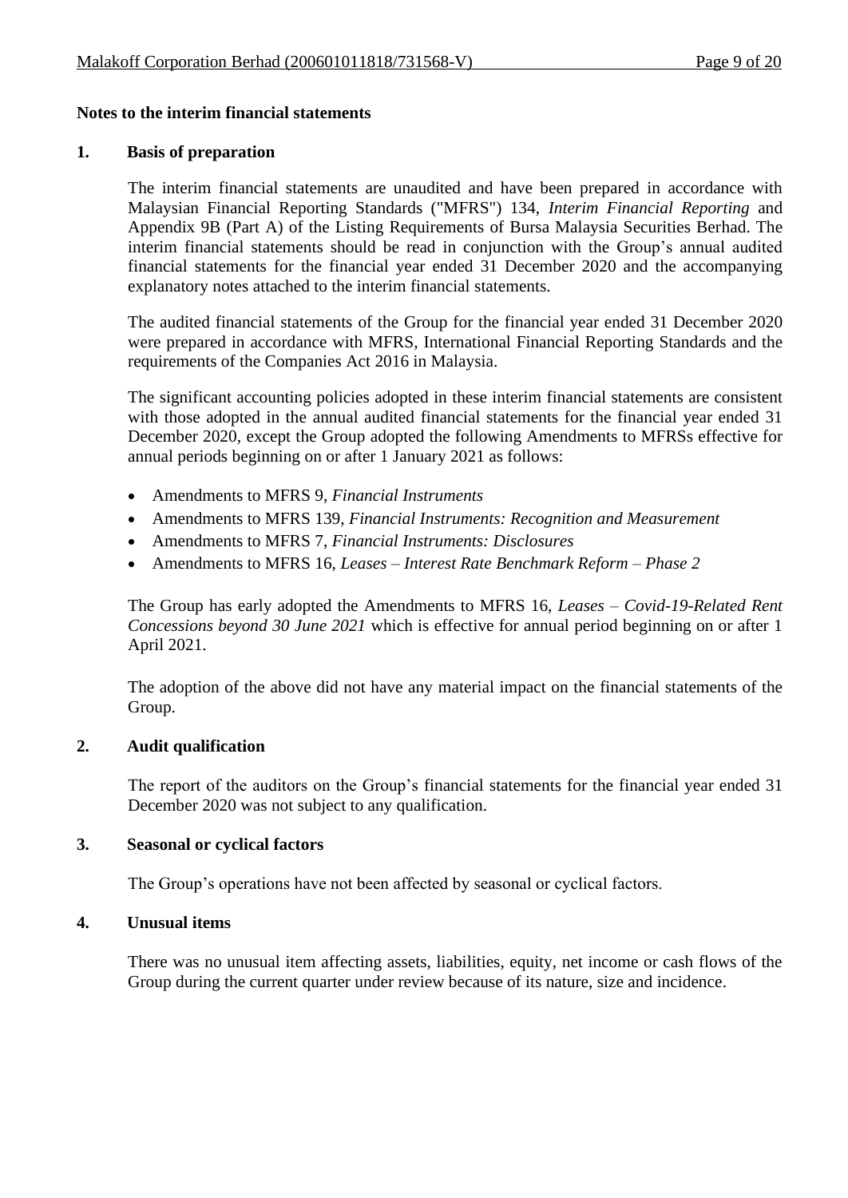**Notes to the interim financial statements**

## 1. Basis of preparation

The interim financial statements are unaudited and have been prepared in accordance with Malaysian Financial Reporting Standards ("MFRS") 134, *Interim Financial Reporting* and Appendix 9B (Part A) of the Listing Requirements of Bursa Malaysia Securities Berhad. The interim financial statements should be read in conjunction with the Group's annual audited financial statements for the financial year ended 31 December 2020 and the accompanying explanatory notes attached to the interim financial statements.

The audited financial statements of the Group for the financial year ended 31 December 2020 were prepared in accordance with MFRS, International Financial Reporting Standards and the requirements of the Companies Act 2016 in Malaysia.

The significant accounting policies adopted in these interim financial statements are consistent with those adopted in the annual audited financial statements for the financial year ended 31 December 2020, except the Group adopted the following Amendments to MFRSs effective for annual periods beginning on or after 1 January 2021 as follows:

- Amendments to MFRS 9, *Financial Instruments*
- Amendments to MFRS 139, *Financial Instruments: Recognition and Measurement*
- Amendments to MFRS 7, *Financial Instruments: Disclosures*
- Amendments to MFRS 16, *Leases – Interest Rate Benchmark Reform – Phase 2*

The Group has early adopted the Amendments to MFRS 16, *Leases – Covid-19-Related Rent Concessions beyond 30 June 2021* which is effective for annual period beginning on or after 1 April 2021.

The adoption of the above did not have any material impact on the financial statements of the Group.

## 2. Audit qualification

The report of the auditors on the Group's financial statements for the financial year ended 31 December 2020 was not subject to any qualification.

## 3. Seasonal or cyclical factors

The Group's operations have not been affected by seasonal or cyclical factors.

## 4. Unusual items

There was no unusual item affecting assets, liabilities, equity, net income or cash flows of the Group during the current quarter under review because of its nature, size and incidence.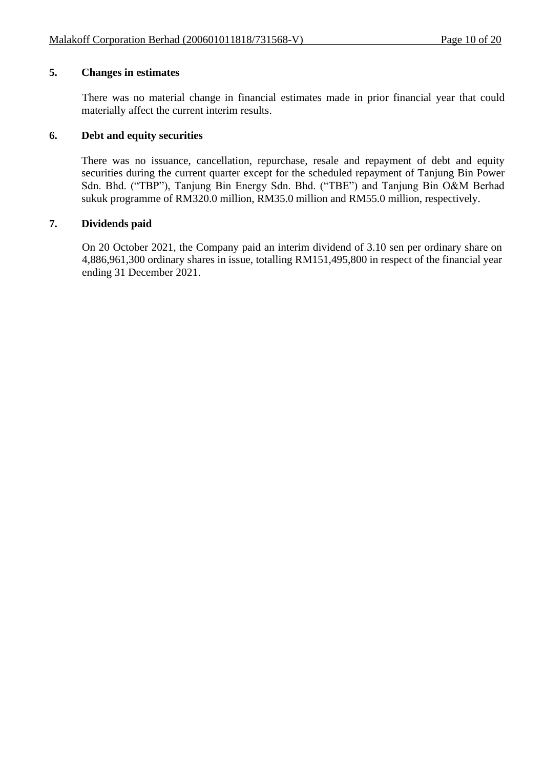## 5. Changes in estimates

There was no material change in financial estimates made in prior financial year that could materially affect the current interim results.

## 6. Debt and equity securities

There was no issuance, cancellation, repurchase, resale and repayment of debt and equity securities during the current quarter except for the scheduled repayment of Tanjung Bin Power Sdn. Bhd. ("TBP"), Tanjung Bin Energy Sdn. Bhd. ("TBE") and Tanjung Bin O&M Berhad sukuk programme of RM320.0 million, RM35.0 million and RM55.0 million, respectively.

## 7. Dividends paid

On 20 October 2021, the Company paid an interim dividend of 3.10 sen per ordinary share on 4,886,961,300 ordinary shares in issue, totalling RM151,495,800 in respect of the financial year ending 31 December 2021.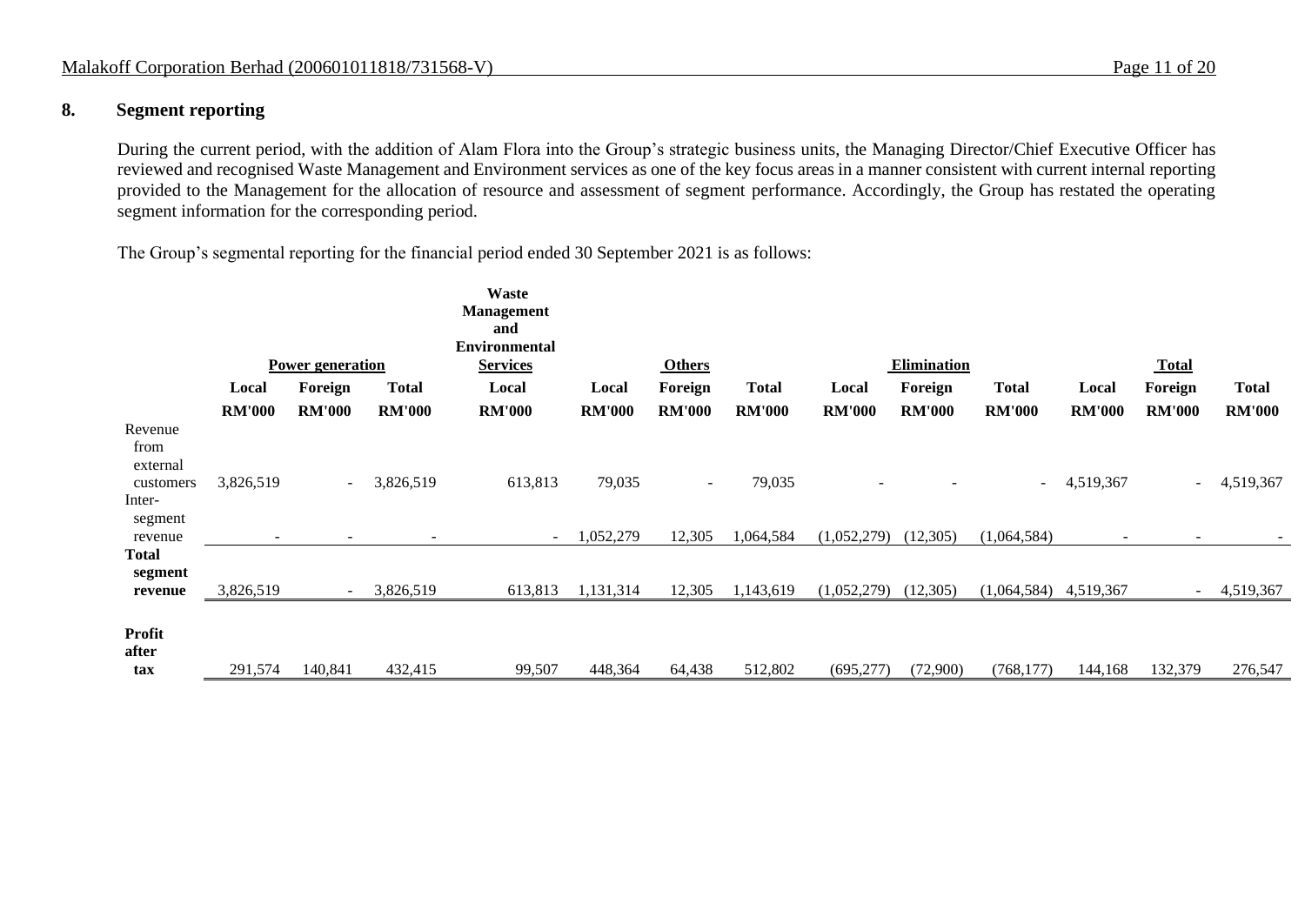## 8. Segment reporting

During the current period, with the addition of Alam Flora into the Group's strategic business units, the Managing Director/Chief Executive Officer has reviewed and recognised Waste Management and Environment services as one of the key focus areas in a manner consistent with current internal reporting provided to the Management for the allocation of resource and assessment of segment performance. Accordingly, the Group has restated the operating segment information for the corresponding period.

The Group's segmental reporting for the financial period ended 30 September 2021 is as follows:

| | Power generation | | | Waste Management and Environmental Services | Others | | | Elimination | | | Total | | |
|---|---|---|---|---|---|---|---|---|---|---|---|---|---|
| | Local | Foreign | Total | Local | Local | Foreign | Total | Local | Foreign | Total | Local | Foreign | Total |
| | RM'000 | RM'000 | RM'000 | RM'000 | RM'000 | RM'000 | RM'000 | RM'000 | RM'000 | RM'000 | RM'000 | RM'000 | RM'000 |
| Revenue from external customers | 3,826,519 | - | 3,826,519 | 613,813 | 79,035 | - | 79,035 | - | - | - | 4,519,367 | - | 4,519,367 |
| Inter-segment revenue | - | - | - | - | 1,052,279 | 12,305 | 1,064,584 | (1,052,279) | (12,305) | (1,064,584) | - | - | - |
| **Total segment revenue** | 3,826,519 | - | 3,826,519 | 613,813 | 1,131,314 | 12,305 | 1,143,619 | (1,052,279) | (12,305) | (1,064,584) | 4,519,367 | - | 4,519,367 |
| **Profit after tax** | 291,574 | 140,841 | 432,415 | 99,507 | 448,364 | 64,438 | 512,802 | (695,277) | (72,900) | (768,177) | 144,168 | 132,379 | 276,547 |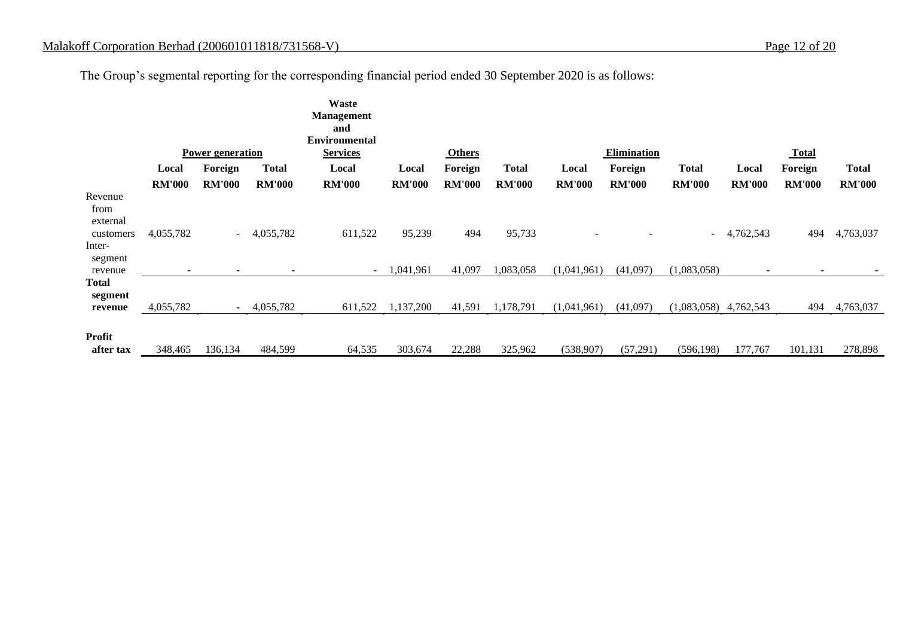The Group's segmental reporting for the corresponding financial period ended 30 September 2020 is as follows:

| | Power generation | | | Waste Management and Environmental Services | Others | | | Elimination | | | Total | | |
|---|---|---|---|---|---|---|---|---|---|---|---|---|---|
| | Local | Foreign | Total | Local | Local | Foreign | Total | Local | Foreign | Total | Local | Foreign | Total |
| | RM'000 | RM'000 | RM'000 | RM'000 | RM'000 | RM'000 | RM'000 | RM'000 | RM'000 | RM'000 | RM'000 | RM'000 | RM'000 |
| Revenue from external customers | 4,055,782 | - | 4,055,782 | 611,522 | 95,239 | 494 | 95,733 | - | - | - | 4,762,543 | 494 | 4,763,037 |
| Inter-segment revenue | - | - | - | - | 1,041,961 | 41,097 | 1,083,058 | (1,041,961) | (41,097) | (1,083,058) | - | - | - |
| **Total segment revenue** | 4,055,782 | - | 4,055,782 | 611,522 | 1,137,200 | 41,591 | 1,178,791 | (1,041,961) | (41,097) | (1,083,058) | 4,762,543 | 494 | 4,763,037 |
| **Profit after tax** | 348,465 | 136,134 | 484,599 | 64,535 | 303,674 | 22,288 | 325,962 | (538,907) | (57,291) | (596,198) | 177,767 | 101,131 | 278,898 |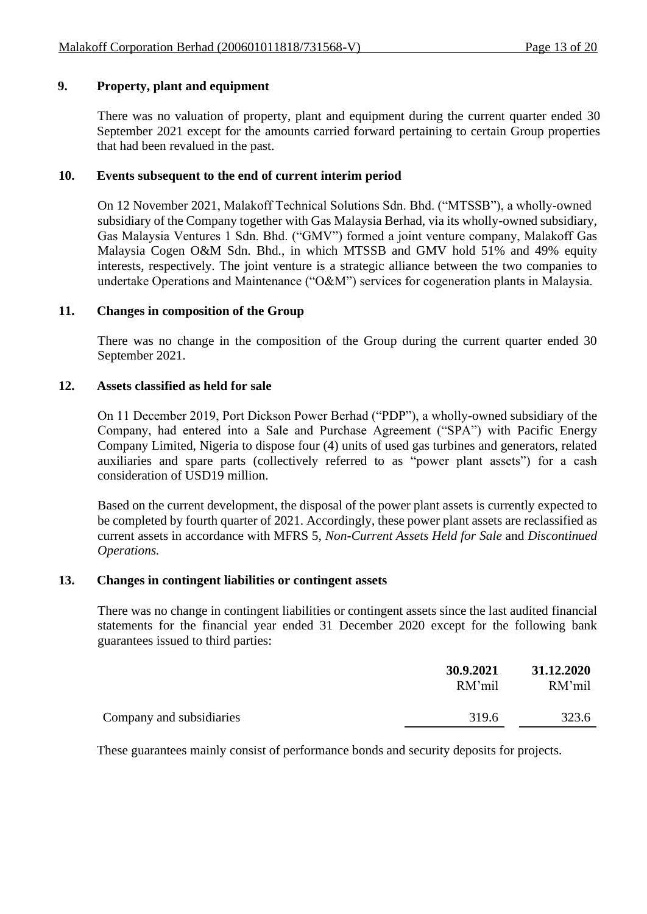## 9. Property, plant and equipment

There was no valuation of property, plant and equipment during the current quarter ended 30 September 2021 except for the amounts carried forward pertaining to certain Group properties that had been revalued in the past.

## 10. Events subsequent to the end of current interim period

On 12 November 2021, Malakoff Technical Solutions Sdn. Bhd. ("MTSSB"), a wholly-owned subsidiary of the Company together with Gas Malaysia Berhad, via its wholly-owned subsidiary, Gas Malaysia Ventures 1 Sdn. Bhd. ("GMV") formed a joint venture company, Malakoff Gas Malaysia Cogen O&M Sdn. Bhd., in which MTSSB and GMV hold 51% and 49% equity interests, respectively. The joint venture is a strategic alliance between the two companies to undertake Operations and Maintenance ("O&M") services for cogeneration plants in Malaysia.

## 11. Changes in composition of the Group

There was no change in the composition of the Group during the current quarter ended 30 September 2021.

## 12. Assets classified as held for sale

On 11 December 2019, Port Dickson Power Berhad ("PDP"), a wholly-owned subsidiary of the Company, had entered into a Sale and Purchase Agreement ("SPA") with Pacific Energy Company Limited, Nigeria to dispose four (4) units of used gas turbines and generators, related auxiliaries and spare parts (collectively referred to as "power plant assets") for a cash consideration of USD19 million.

Based on the current development, the disposal of the power plant assets is currently expected to be completed by fourth quarter of 2021. Accordingly, these power plant assets are reclassified as current assets in accordance with MFRS 5, *Non-Current Assets Held for Sale* and *Discontinued Operations.*

## 13. Changes in contingent liabilities or contingent assets

There was no change in contingent liabilities or contingent assets since the last audited financial statements for the financial year ended 31 December 2020 except for the following bank guarantees issued to third parties:

| | **30.9.2021** RM'mil | **31.12.2020** RM'mil |
|---|---|---|
| Company and subsidiaries | 319.6 | 323.6 |

These guarantees mainly consist of performance bonds and security deposits for projects.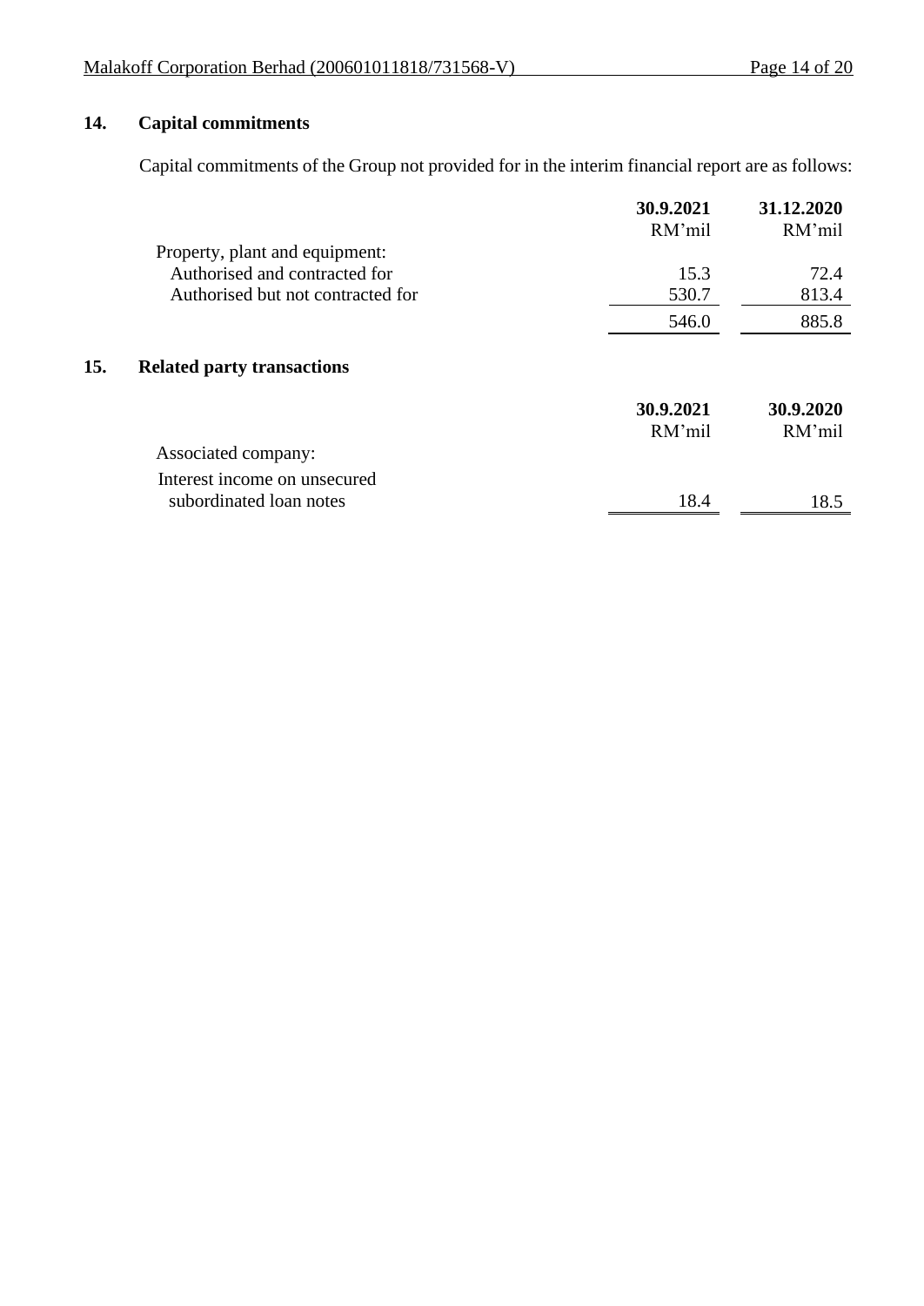## 14. Capital commitments

Capital commitments of the Group not provided for in the interim financial report are as follows:

| | 30.9.2021 | 31.12.2020 |
|---|---|---|
| | RM'mil | RM'mil |
| Property, plant and equipment: | | |
| Authorised and contracted for | 15.3 | 72.4 |
| Authorised but not contracted for | 530.7 | 813.4 |
| | 546.0 | 885.8 |

## 15. Related party transactions

| | 30.9.2021 | 30.9.2020 |
|---|---|---|
| | RM'mil | RM'mil |
| Associated company: | | |
| Interest income on unsecured subordinated loan notes | 18.4 | 18.5 |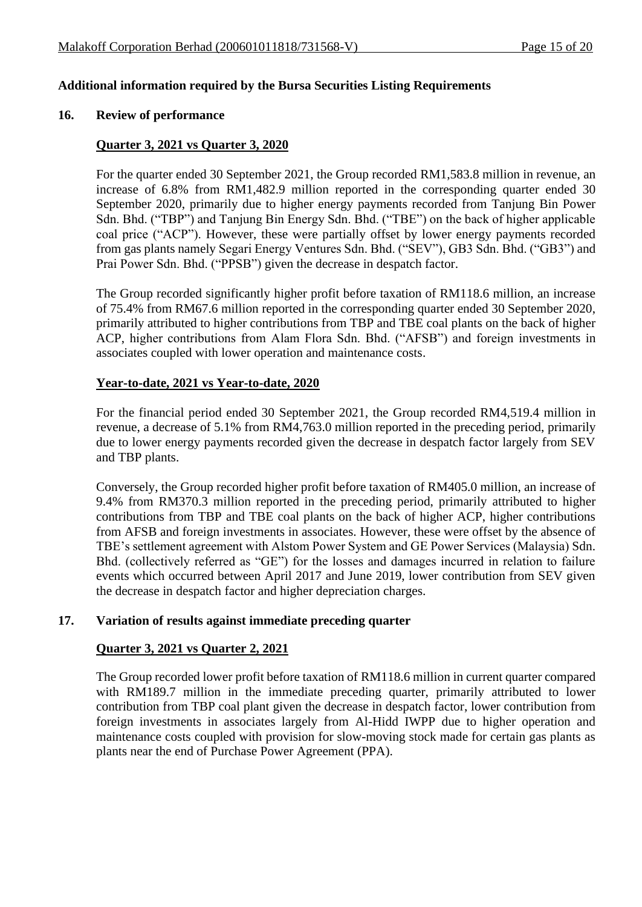## Additional information required by the Bursa Securities Listing Requirements

### 16. Review of performance

**Quarter 3, 2021 vs Quarter 3, 2020**

For the quarter ended 30 September 2021, the Group recorded RM1,583.8 million in revenue, an increase of 6.8% from RM1,482.9 million reported in the corresponding quarter ended 30 September 2020, primarily due to higher energy payments recorded from Tanjung Bin Power Sdn. Bhd. ("TBP") and Tanjung Bin Energy Sdn. Bhd. ("TBE") on the back of higher applicable coal price ("ACP"). However, these were partially offset by lower energy payments recorded from gas plants namely Segari Energy Ventures Sdn. Bhd. ("SEV"), GB3 Sdn. Bhd. ("GB3") and Prai Power Sdn. Bhd. ("PPSB") given the decrease in despatch factor.

The Group recorded significantly higher profit before taxation of RM118.6 million, an increase of 75.4% from RM67.6 million reported in the corresponding quarter ended 30 September 2020, primarily attributed to higher contributions from TBP and TBE coal plants on the back of higher ACP, higher contributions from Alam Flora Sdn. Bhd. ("AFSB") and foreign investments in associates coupled with lower operation and maintenance costs.

**Year-to-date, 2021 vs Year-to-date, 2020**

For the financial period ended 30 September 2021, the Group recorded RM4,519.4 million in revenue, a decrease of 5.1% from RM4,763.0 million reported in the preceding period, primarily due to lower energy payments recorded given the decrease in despatch factor largely from SEV and TBP plants.

Conversely, the Group recorded higher profit before taxation of RM405.0 million, an increase of 9.4% from RM370.3 million reported in the preceding period, primarily attributed to higher contributions from TBP and TBE coal plants on the back of higher ACP, higher contributions from AFSB and foreign investments in associates. However, these were offset by the absence of TBE's settlement agreement with Alstom Power System and GE Power Services (Malaysia) Sdn. Bhd. (collectively referred as "GE") for the losses and damages incurred in relation to failure events which occurred between April 2017 and June 2019, lower contribution from SEV given the decrease in despatch factor and higher depreciation charges.

### 17. Variation of results against immediate preceding quarter

**Quarter 3, 2021 vs Quarter 2, 2021**

The Group recorded lower profit before taxation of RM118.6 million in current quarter compared with RM189.7 million in the immediate preceding quarter, primarily attributed to lower contribution from TBP coal plant given the decrease in despatch factor, lower contribution from foreign investments in associates largely from Al-Hidd IWPP due to higher operation and maintenance costs coupled with provision for slow-moving stock made for certain gas plants as plants near the end of Purchase Power Agreement (PPA).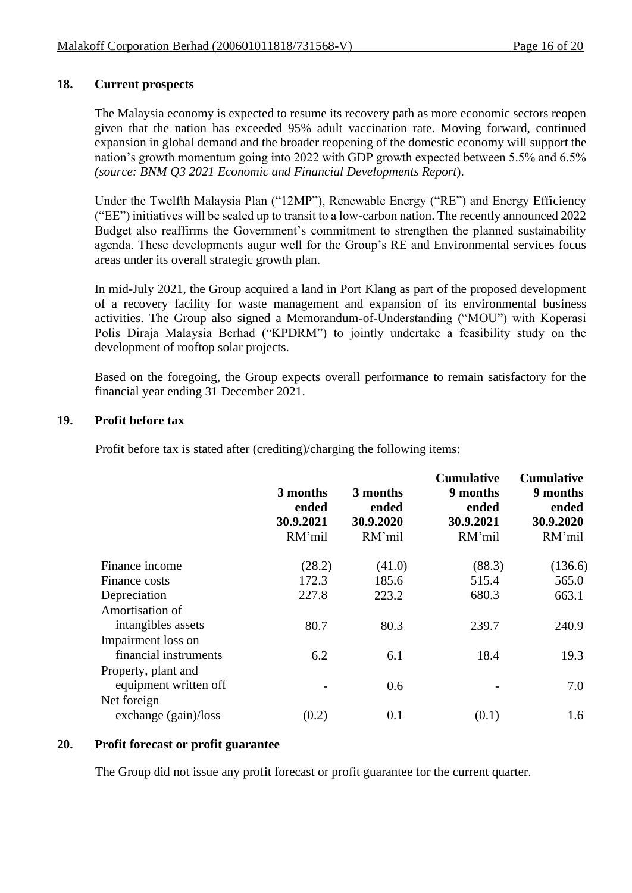## 18. Current prospects

The Malaysia economy is expected to resume its recovery path as more economic sectors reopen given that the nation has exceeded 95% adult vaccination rate. Moving forward, continued expansion in global demand and the broader reopening of the domestic economy will support the nation's growth momentum going into 2022 with GDP growth expected between 5.5% and 6.5% *(source: BNM Q3 2021 Economic and Financial Developments Report*).

Under the Twelfth Malaysia Plan ("12MP"), Renewable Energy ("RE") and Energy Efficiency ("EE") initiatives will be scaled up to transit to a low-carbon nation. The recently announced 2022 Budget also reaffirms the Government's commitment to strengthen the planned sustainability agenda. These developments augur well for the Group's RE and Environmental services focus areas under its overall strategic growth plan.

In mid-July 2021, the Group acquired a land in Port Klang as part of the proposed development of a recovery facility for waste management and expansion of its environmental business activities. The Group also signed a Memorandum-of-Understanding ("MOU") with Koperasi Polis Diraja Malaysia Berhad ("KPDRM") to jointly undertake a feasibility study on the development of rooftop solar projects.

Based on the foregoing, the Group expects overall performance to remain satisfactory for the financial year ending 31 December 2021.

## 19. Profit before tax

Profit before tax is stated after (crediting)/charging the following items:

| | 3 months ended 30.9.2021 RM'mil | 3 months ended 30.9.2020 RM'mil | Cumulative 9 months ended 30.9.2021 RM'mil | Cumulative 9 months ended 30.9.2020 RM'mil |
|---|---|---|---|---|
| Finance income | (28.2) | (41.0) | (88.3) | (136.6) |
| Finance costs | 172.3 | 185.6 | 515.4 | 565.0 |
| Depreciation | 227.8 | 223.2 | 680.3 | 663.1 |
| Amortisation of intangibles assets | 80.7 | 80.3 | 239.7 | 240.9 |
| Impairment loss on financial instruments | 6.2 | 6.1 | 18.4 | 19.3 |
| Property, plant and equipment written off | - | 0.6 | - | 7.0 |
| Net foreign exchange (gain)/loss | (0.2) | 0.1 | (0.1) | 1.6 |

## 20. Profit forecast or profit guarantee

The Group did not issue any profit forecast or profit guarantee for the current quarter.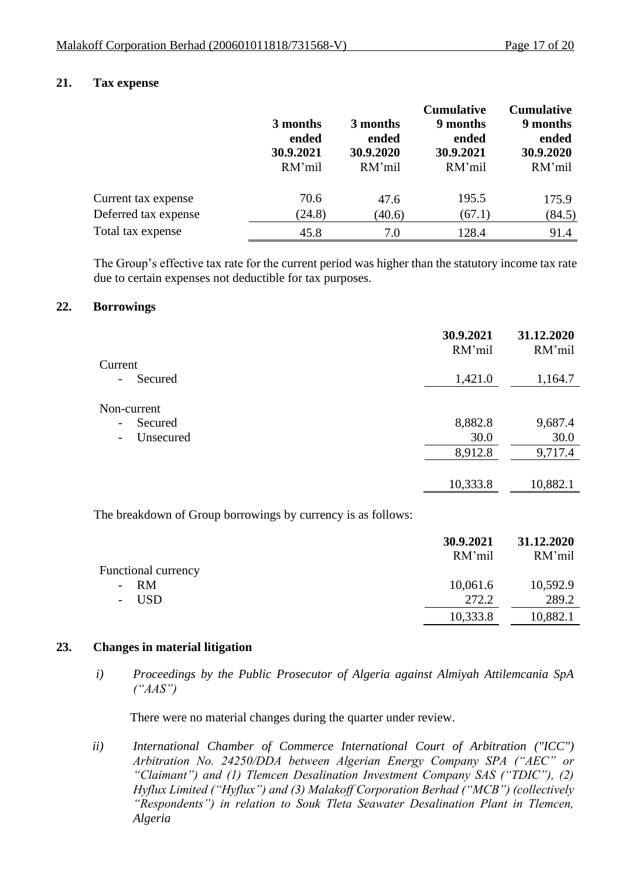## 21. Tax expense

| | 3 months ended 30.9.2021 RM'mil | 3 months ended 30.9.2020 RM'mil | Cumulative 9 months ended 30.9.2021 RM'mil | Cumulative 9 months ended 30.9.2020 RM'mil |
|---|---|---|---|---|
| Current tax expense | 70.6 | 47.6 | 195.5 | 175.9 |
| Deferred tax expense | (24.8) | (40.6) | (67.1) | (84.5) |
| Total tax expense | 45.8 | 7.0 | 128.4 | 91.4 |

The Group's effective tax rate for the current period was higher than the statutory income tax rate due to certain expenses not deductible for tax purposes.

## 22. Borrowings

| | 30.9.2021 RM'mil | 31.12.2020 RM'mil |
|---|---|---|
| Current | | |
| - Secured | 1,421.0 | 1,164.7 |
| Non-current | | |
| - Secured | 8,882.8 | 9,687.4 |
| - Unsecured | 30.0 | 30.0 |
| | 8,912.8 | 9,717.4 |
| | 10,333.8 | 10,882.1 |

The breakdown of Group borrowings by currency is as follows:

| | 30.9.2021 RM'mil | 31.12.2020 RM'mil |
|---|---|---|
| Functional currency | | |
| - RM | 10,061.6 | 10,592.9 |
| - USD | 272.2 | 289.2 |
| | 10,333.8 | 10,882.1 |

## 23. Changes in material litigation

*i) Proceedings by the Public Prosecutor of Algeria against Almiyah Attilemcania SpA ("AAS")*

There were no material changes during the quarter under review.

*ii) International Chamber of Commerce International Court of Arbitration ("ICC") Arbitration No. 24250/DDA between Algerian Energy Company SPA ("AEC" or "Claimant") and (1) Tlemcen Desalination Investment Company SAS ("TDIC"), (2) Hyflux Limited ("Hyflux") and (3) Malakoff Corporation Berhad ("MCB") (collectively "Respondents") in relation to Souk Tleta Seawater Desalination Plant in Tlemcen, Algeria*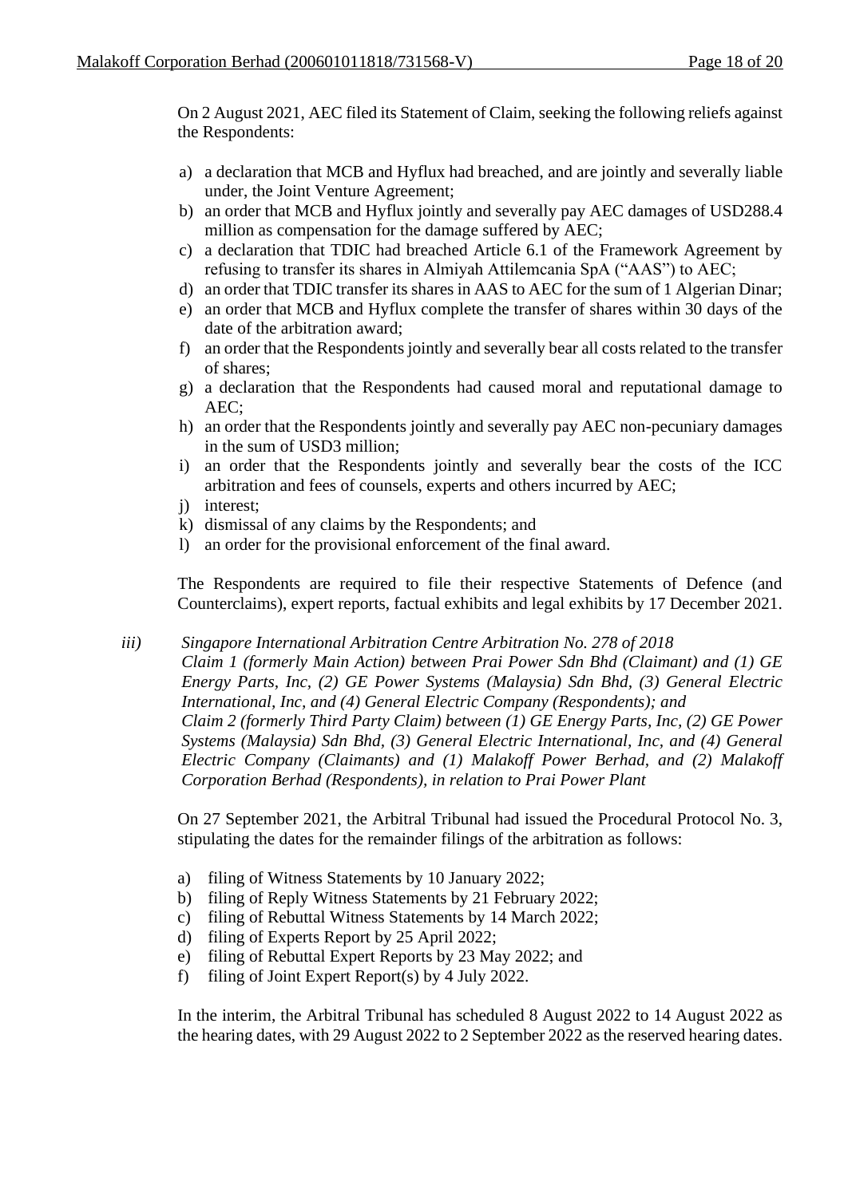On 2 August 2021, AEC filed its Statement of Claim, seeking the following reliefs against the Respondents:

a) a declaration that MCB and Hyflux had breached, and are jointly and severally liable under, the Joint Venture Agreement;
b) an order that MCB and Hyflux jointly and severally pay AEC damages of USD288.4 million as compensation for the damage suffered by AEC;
c) a declaration that TDIC had breached Article 6.1 of the Framework Agreement by refusing to transfer its shares in Almiyah Attilemcania SpA ("AAS") to AEC;
d) an order that TDIC transfer its shares in AAS to AEC for the sum of 1 Algerian Dinar;
e) an order that MCB and Hyflux complete the transfer of shares within 30 days of the date of the arbitration award;
f) an order that the Respondents jointly and severally bear all costs related to the transfer of shares;
g) a declaration that the Respondents had caused moral and reputational damage to AEC;
h) an order that the Respondents jointly and severally pay AEC non-pecuniary damages in the sum of USD3 million;
i) an order that the Respondents jointly and severally bear the costs of the ICC arbitration and fees of counsels, experts and others incurred by AEC;
j) interest;
k) dismissal of any claims by the Respondents; and
l) an order for the provisional enforcement of the final award.

The Respondents are required to file their respective Statements of Defence (and Counterclaims), expert reports, factual exhibits and legal exhibits by 17 December 2021.

*iii) Singapore International Arbitration Centre Arbitration No. 278 of 2018*
*Claim 1 (formerly Main Action) between Prai Power Sdn Bhd (Claimant) and (1) GE Energy Parts, Inc, (2) GE Power Systems (Malaysia) Sdn Bhd, (3) General Electric International, Inc, and (4) General Electric Company (Respondents); and*
*Claim 2 (formerly Third Party Claim) between (1) GE Energy Parts, Inc, (2) GE Power Systems (Malaysia) Sdn Bhd, (3) General Electric International, Inc, and (4) General Electric Company (Claimants) and (1) Malakoff Power Berhad, and (2) Malakoff Corporation Berhad (Respondents), in relation to Prai Power Plant*

On 27 September 2021, the Arbitral Tribunal had issued the Procedural Protocol No. 3, stipulating the dates for the remainder filings of the arbitration as follows:

a) filing of Witness Statements by 10 January 2022;
b) filing of Reply Witness Statements by 21 February 2022;
c) filing of Rebuttal Witness Statements by 14 March 2022;
d) filing of Experts Report by 25 April 2022;
e) filing of Rebuttal Expert Reports by 23 May 2022; and
f) filing of Joint Expert Report(s) by 4 July 2022.

In the interim, the Arbitral Tribunal has scheduled 8 August 2022 to 14 August 2022 as the hearing dates, with 29 August 2022 to 2 September 2022 as the reserved hearing dates.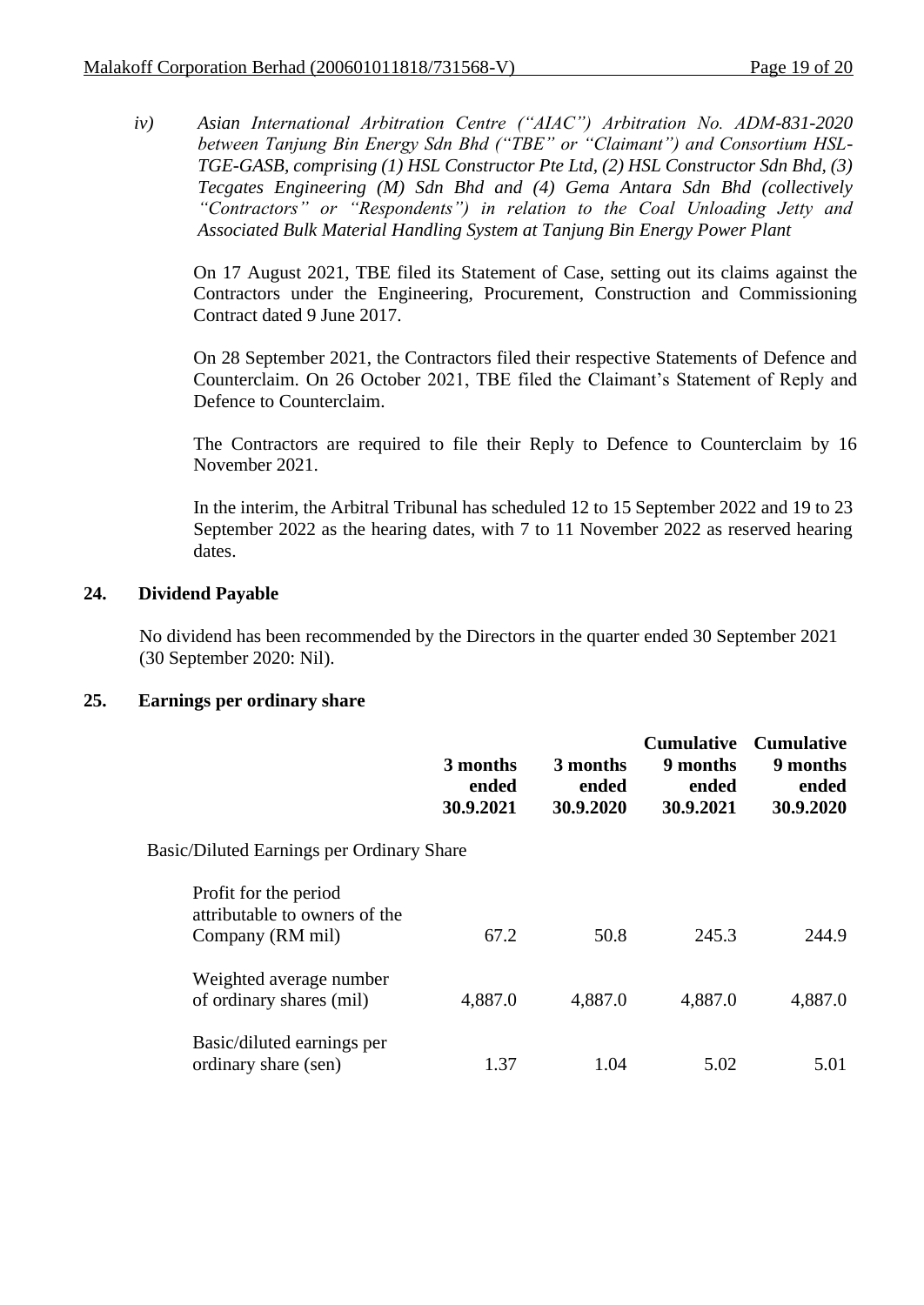*iv) Asian International Arbitration Centre ("AIAC") Arbitration No. ADM-831-2020 between Tanjung Bin Energy Sdn Bhd ("TBE" or "Claimant") and Consortium HSL-TGE-GASB, comprising (1) HSL Constructor Pte Ltd, (2) HSL Constructor Sdn Bhd, (3) Tecgates Engineering (M) Sdn Bhd and (4) Gema Antara Sdn Bhd (collectively "Contractors" or "Respondents") in relation to the Coal Unloading Jetty and Associated Bulk Material Handling System at Tanjung Bin Energy Power Plant*

On 17 August 2021, TBE filed its Statement of Case, setting out its claims against the Contractors under the Engineering, Procurement, Construction and Commissioning Contract dated 9 June 2017.

On 28 September 2021, the Contractors filed their respective Statements of Defence and Counterclaim. On 26 October 2021, TBE filed the Claimant's Statement of Reply and Defence to Counterclaim.

The Contractors are required to file their Reply to Defence to Counterclaim by 16 November 2021.

In the interim, the Arbitral Tribunal has scheduled 12 to 15 September 2022 and 19 to 23 September 2022 as the hearing dates, with 7 to 11 November 2022 as reserved hearing dates.

## 24. Dividend Payable

No dividend has been recommended by the Directors in the quarter ended 30 September 2021 (30 September 2020: Nil).

## 25. Earnings per ordinary share

| | 3 months ended 30.9.2021 | 3 months ended 30.9.2020 | Cumulative 9 months ended 30.9.2021 | Cumulative 9 months ended 30.9.2020 |
|---|---|---|---|---|
| Basic/Diluted Earnings per Ordinary Share | | | | |
| Profit for the period attributable to owners of the Company (RM mil) | 67.2 | 50.8 | 245.3 | 244.9 |
| Weighted average number of ordinary shares (mil) | 4,887.0 | 4,887.0 | 4,887.0 | 4,887.0 |
| Basic/diluted earnings per ordinary share (sen) | 1.37 | 1.04 | 5.02 | 5.01 |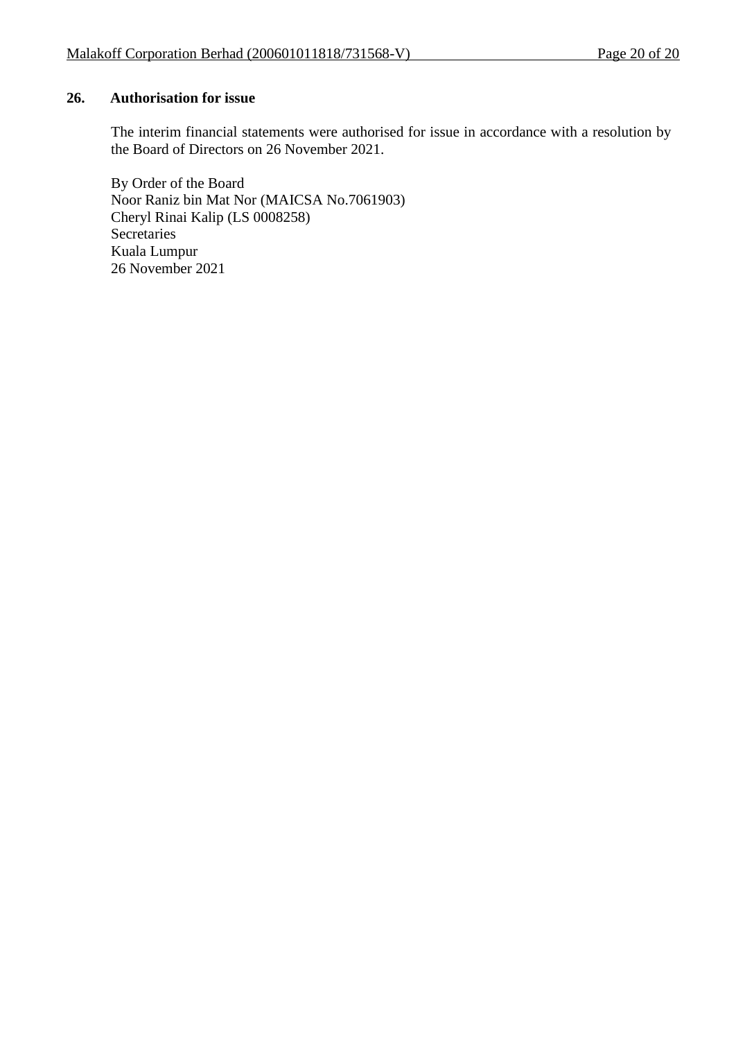## 26. Authorisation for issue

The interim financial statements were authorised for issue in accordance with a resolution by the Board of Directors on 26 November 2021.

By Order of the Board
Noor Raniz bin Mat Nor (MAICSA No.7061903)
Cheryl Rinai Kalip (LS 0008258)
Secretaries
Kuala Lumpur
26 November 2021